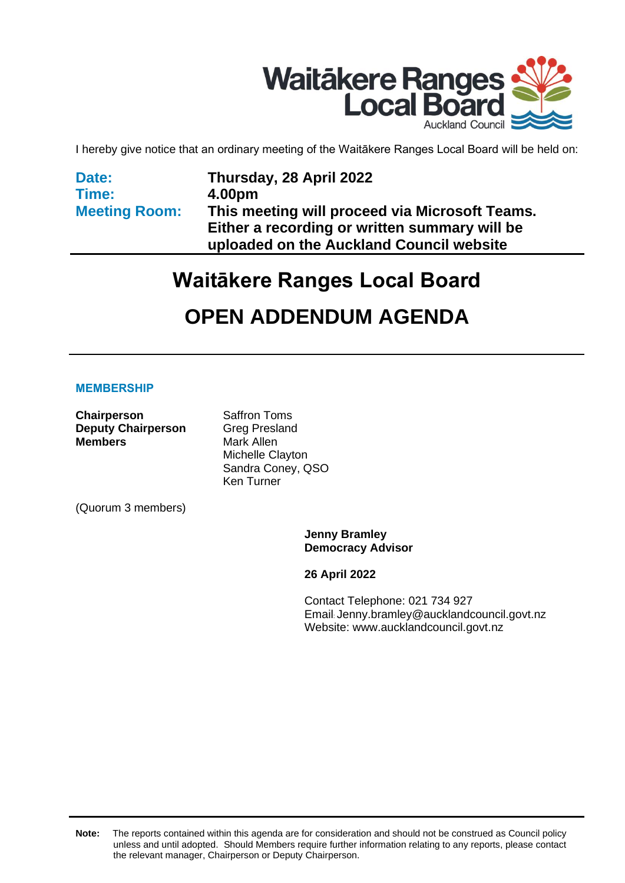Waitākere Ranges Local Board
Auckland Council

I hereby give notice that an ordinary meeting of the Waitākere Ranges Local Board will be held on:

| | |
|---|---|
| **Date:** | **Thursday, 28 April 2022** |
| **Time:** | **4.00pm** |
| **Meeting Room:** | **This meeting will proceed via Microsoft Teams. Either a recording or written summary will be uploaded on the Auckland Council website** |

# Waitākere Ranges Local Board

# OPEN ADDENDUM AGENDA

## MEMBERSHIP

| | |
|---|---|
| **Chairperson** | Saffron Toms |
| **Deputy Chairperson** | Greg Presland |
| **Members** | Mark Allen |
| | Michelle Clayton |
| | Sandra Coney, QSO |
| | Ken Turner |

(Quorum 3 members)

**Jenny Bramley**
**Democracy Advisor**

**26 April 2022**

Contact Telephone: 021 734 927
Email: Jenny.bramley@aucklandcouncil.govt.nz
Website: www.aucklandcouncil.govt.nz

**Note:** The reports contained within this agenda are for consideration and should not be construed as Council policy unless and until adopted. Should Members require further information relating to any reports, please contact the relevant manager, Chairperson or Deputy Chairperson.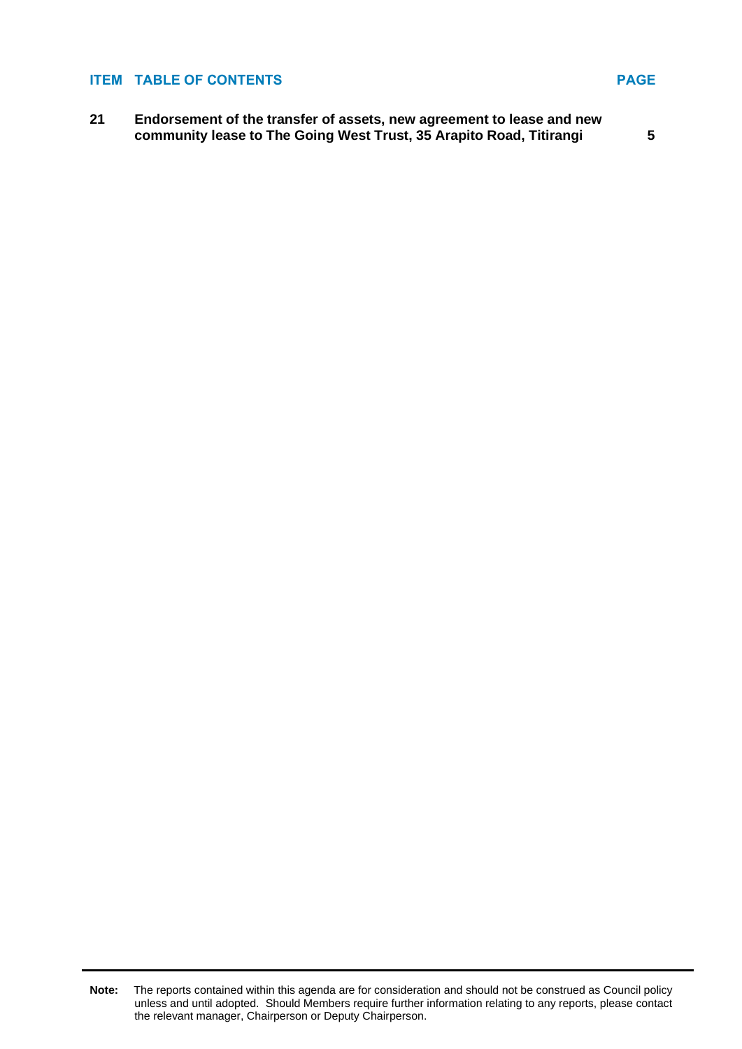| ITEM | TABLE OF CONTENTS | PAGE |
| --- | --- | --- |
| **21** | **Endorsement of the transfer of assets, new agreement to lease and new community lease to The Going West Trust, 35 Arapito Road, Titirangi** | **5** |

**Note:** The reports contained within this agenda are for consideration and should not be construed as Council policy unless and until adopted. Should Members require further information relating to any reports, please contact the relevant manager, Chairperson or Deputy Chairperson.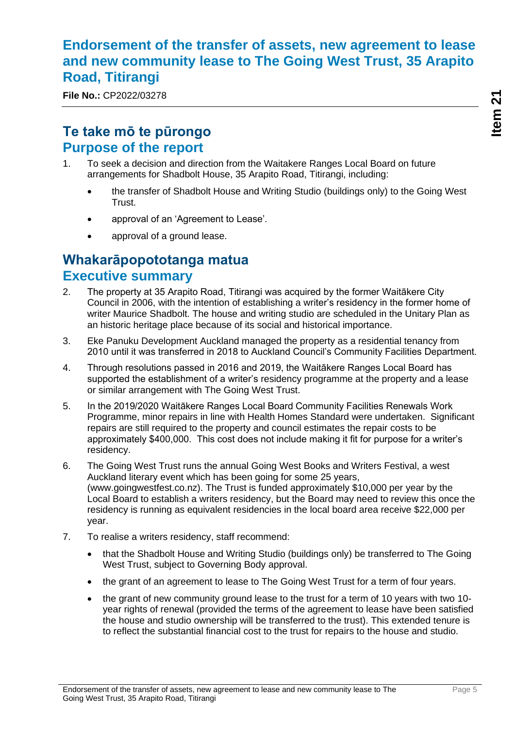# Endorsement of the transfer of assets, new agreement to lease and new community lease to The Going West Trust, 35 Arapito Road, Titirangi

**File No.:** CP2022/03278

## Te take mō te pūrongo
## Purpose of the report

1. To seek a decision and direction from the Waitakere Ranges Local Board on future arrangements for Shadbolt House, 35 Arapito Road, Titirangi, including:
   - the transfer of Shadbolt House and Writing Studio (buildings only) to the Going West Trust.
   - approval of an 'Agreement to Lease'.
   - approval of a ground lease.

## Whakarāpopototanga matua
## Executive summary

2. The property at 35 Arapito Road, Titirangi was acquired by the former Waitākere City Council in 2006, with the intention of establishing a writer's residency in the former home of writer Maurice Shadbolt. The house and writing studio are scheduled in the Unitary Plan as an historic heritage place because of its social and historical importance.
3. Eke Panuku Development Auckland managed the property as a residential tenancy from 2010 until it was transferred in 2018 to Auckland Council's Community Facilities Department.
4. Through resolutions passed in 2016 and 2019, the Waitākere Ranges Local Board has supported the establishment of a writer's residency programme at the property and a lease or similar arrangement with The Going West Trust.
5. In the 2019/2020 Waitākere Ranges Local Board Community Facilities Renewals Work Programme, minor repairs in line with Health Homes Standard were undertaken. Significant repairs are still required to the property and council estimates the repair costs to be approximately $400,000. This cost does not include making it fit for purpose for a writer's residency.
6. The Going West Trust runs the annual Going West Books and Writers Festival, a west Auckland literary event which has been going for some 25 years, (www.goingwestfest.co.nz). The Trust is funded approximately $10,000 per year by the Local Board to establish a writers residency, but the Board may need to review this once the residency is running as equivalent residencies in the local board area receive $22,000 per year.
7. To realise a writers residency, staff recommend:
   - that the Shadbolt House and Writing Studio (buildings only) be transferred to The Going West Trust, subject to Governing Body approval.
   - the grant of an agreement to lease to The Going West Trust for a term of four years.
   - the grant of new community ground lease to the trust for a term of 10 years with two 10-year rights of renewal (provided the terms of the agreement to lease have been satisfied the house and studio ownership will be transferred to the trust). This extended tenure is to reflect the substantial financial cost to the trust for repairs to the house and studio.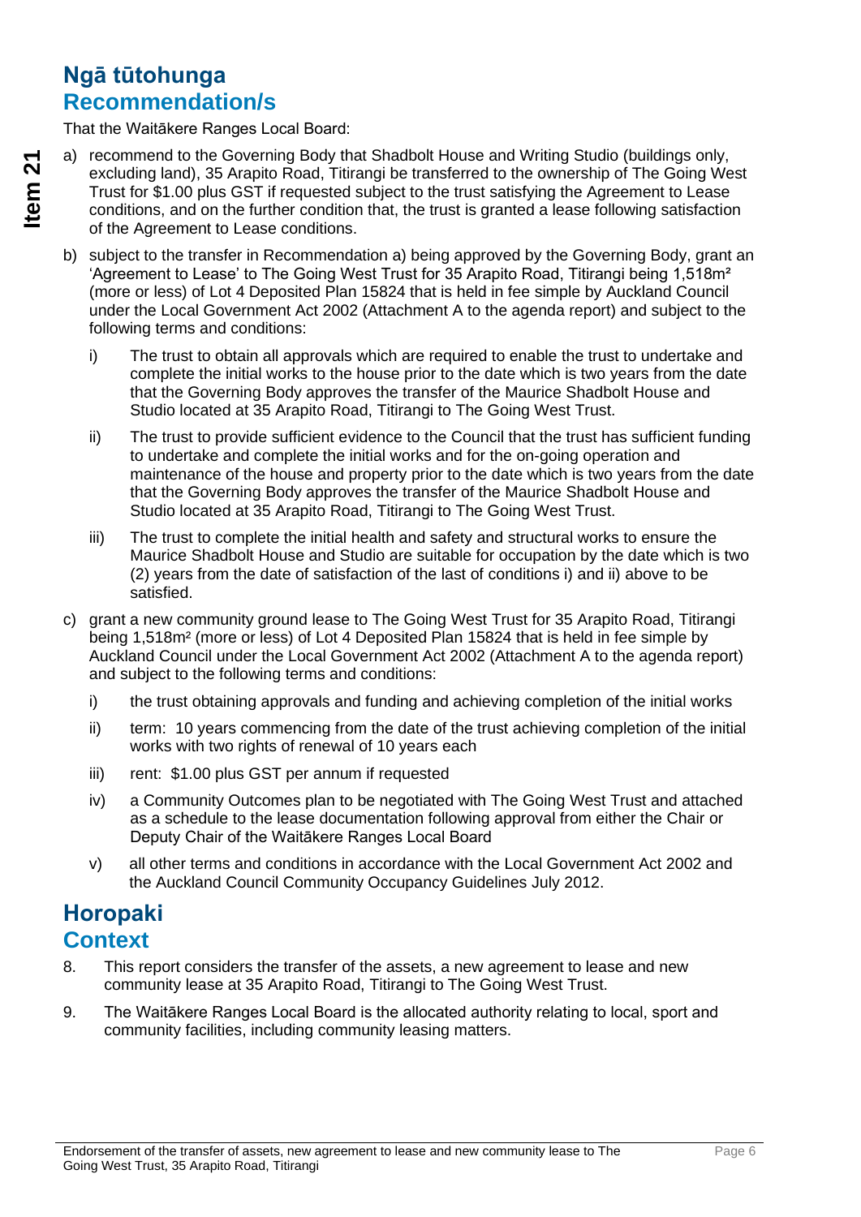## Ngā tūtohunga
## Recommendation/s

That the Waitākere Ranges Local Board:

a) recommend to the Governing Body that Shadbolt House and Writing Studio (buildings only, excluding land), 35 Arapito Road, Titirangi be transferred to the ownership of The Going West Trust for $1.00 plus GST if requested subject to the trust satisfying the Agreement to Lease conditions, and on the further condition that, the trust is granted a lease following satisfaction of the Agreement to Lease conditions.

b) subject to the transfer in Recommendation a) being approved by the Governing Body, grant an 'Agreement to Lease' to The Going West Trust for 35 Arapito Road, Titirangi being 1,518m² (more or less) of Lot 4 Deposited Plan 15824 that is held in fee simple by Auckland Council under the Local Government Act 2002 (Attachment A to the agenda report) and subject to the following terms and conditions:

   i) The trust to obtain all approvals which are required to enable the trust to undertake and complete the initial works to the house prior to the date which is two years from the date that the Governing Body approves the transfer of the Maurice Shadbolt House and Studio located at 35 Arapito Road, Titirangi to The Going West Trust.

   ii) The trust to provide sufficient evidence to the Council that the trust has sufficient funding to undertake and complete the initial works and for the on-going operation and maintenance of the house and property prior to the date which is two years from the date that the Governing Body approves the transfer of the Maurice Shadbolt House and Studio located at 35 Arapito Road, Titirangi to The Going West Trust.

   iii) The trust to complete the initial health and safety and structural works to ensure the Maurice Shadbolt House and Studio are suitable for occupation by the date which is two (2) years from the date of satisfaction of the last of conditions i) and ii) above to be satisfied.

c) grant a new community ground lease to The Going West Trust for 35 Arapito Road, Titirangi being 1,518m² (more or less) of Lot 4 Deposited Plan 15824 that is held in fee simple by Auckland Council under the Local Government Act 2002 (Attachment A to the agenda report) and subject to the following terms and conditions:

   i) the trust obtaining approvals and funding and achieving completion of the initial works

   ii) term: 10 years commencing from the date of the trust achieving completion of the initial works with two rights of renewal of 10 years each

   iii) rent: $1.00 plus GST per annum if requested

   iv) a Community Outcomes plan to be negotiated with The Going West Trust and attached as a schedule to the lease documentation following approval from either the Chair or Deputy Chair of the Waitākere Ranges Local Board

   v) all other terms and conditions in accordance with the Local Government Act 2002 and the Auckland Council Community Occupancy Guidelines July 2012.

## Horopaki
## Context

8. This report considers the transfer of the assets, a new agreement to lease and new community lease at 35 Arapito Road, Titirangi to The Going West Trust.

9. The Waitākere Ranges Local Board is the allocated authority relating to local, sport and community facilities, including community leasing matters.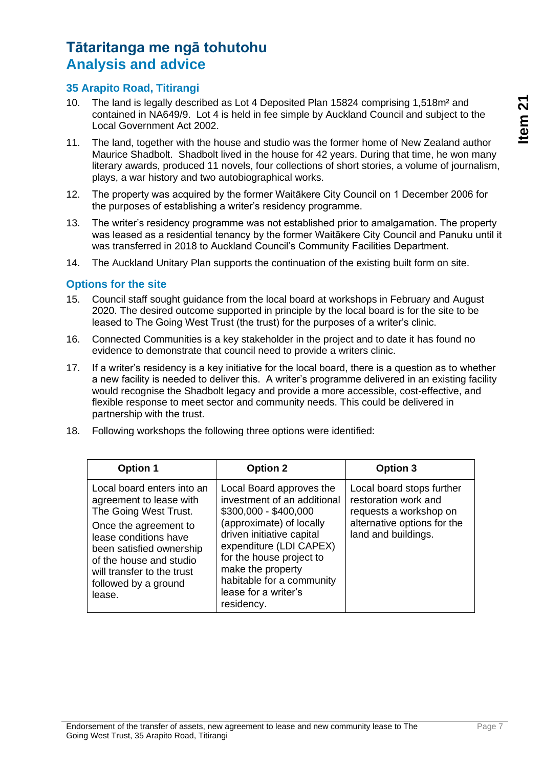# Tātaritanga me ngā tohutohu
# Analysis and advice

## 35 Arapito Road, Titirangi

10. The land is legally described as Lot 4 Deposited Plan 15824 comprising 1,518m² and contained in NA649/9. Lot 4 is held in fee simple by Auckland Council and subject to the Local Government Act 2002.
11. The land, together with the house and studio was the former home of New Zealand author Maurice Shadbolt. Shadbolt lived in the house for 42 years. During that time, he won many literary awards, produced 11 novels, four collections of short stories, a volume of journalism, plays, a war history and two autobiographical works.
12. The property was acquired by the former Waitākere City Council on 1 December 2006 for the purposes of establishing a writer's residency programme.
13. The writer's residency programme was not established prior to amalgamation. The property was leased as a residential tenancy by the former Waitākere City Council and Panuku until it was transferred in 2018 to Auckland Council's Community Facilities Department.
14. The Auckland Unitary Plan supports the continuation of the existing built form on site.

## Options for the site

15. Council staff sought guidance from the local board at workshops in February and August 2020. The desired outcome supported in principle by the local board is for the site to be leased to The Going West Trust (the trust) for the purposes of a writer's clinic.
16. Connected Communities is a key stakeholder in the project and to date it has found no evidence to demonstrate that council need to provide a writers clinic.
17. If a writer's residency is a key initiative for the local board, there is a question as to whether a new facility is needed to deliver this. A writer's programme delivered in an existing facility would recognise the Shadbolt legacy and provide a more accessible, cost-effective, and flexible response to meet sector and community needs. This could be delivered in partnership with the trust.
18. Following workshops the following three options were identified:

| Option 1 | Option 2 | Option 3 |
|---|---|---|
| Local board enters into an agreement to lease with The Going West Trust.<br>Once the agreement to lease conditions have been satisfied ownership of the house and studio will transfer to the trust followed by a ground lease. | Local Board approves the investment of an additional $300,000 - $400,000 (approximate) of locally driven initiative capital expenditure (LDI CAPEX) for the house project to make the property habitable for a community lease for a writer's residency. | Local board stops further restoration work and requests a workshop on alternative options for the land and buildings. |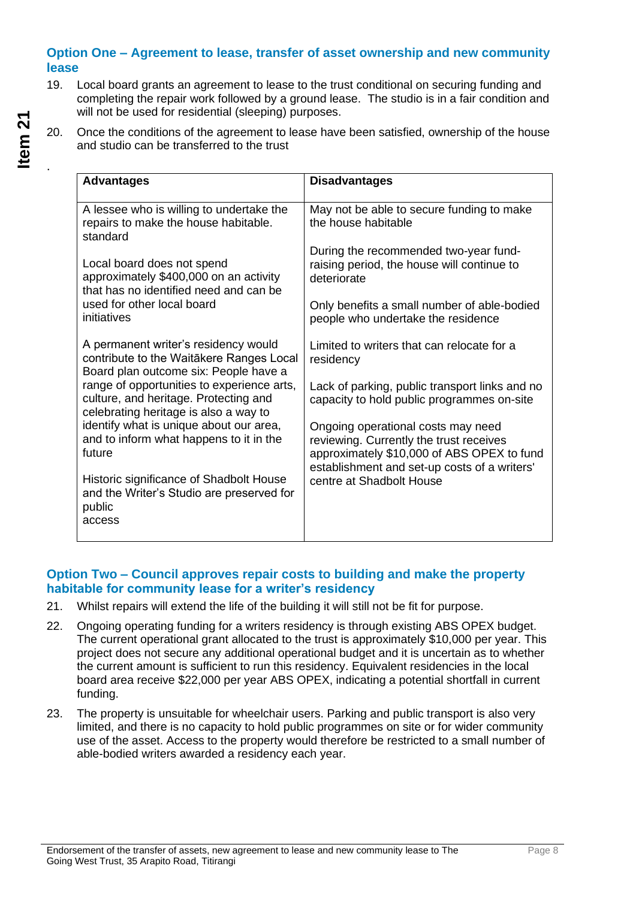### Option One – Agreement to lease, transfer of asset ownership and new community lease

19. Local board grants an agreement to lease to the trust conditional on securing funding and completing the repair work followed by a ground lease. The studio is in a fair condition and will not be used for residential (sleeping) purposes.

20. Once the conditions of the agreement to lease have been satisfied, ownership of the house and studio can be transferred to the trust

.

| Advantages | Disadvantages |
|---|---|
| A lessee who is willing to undertake the repairs to make the house habitable. standard<br><br>Local board does not spend approximately $400,000 on an activity that has no identified need and can be used for other local board initiatives<br><br>A permanent writer's residency would contribute to the Waitākere Ranges Local Board plan outcome six: People have a range of opportunities to experience arts, culture, and heritage. Protecting and celebrating heritage is also a way to identify what is unique about our area, and to inform what happens to it in the future<br><br>Historic significance of Shadbolt House and the Writer's Studio are preserved for public access | May not be able to secure funding to make the house habitable<br><br>During the recommended two-year fund-raising period, the house will continue to deteriorate<br><br>Only benefits a small number of able-bodied people who undertake the residence<br><br>Limited to writers that can relocate for a residency<br><br>Lack of parking, public transport links and no capacity to hold public programmes on-site<br><br>Ongoing operational costs may need reviewing. Currently the trust receives approximately $10,000 of ABS OPEX to fund establishment and set-up costs of a writers' centre at Shadbolt House |

### Option Two – Council approves repair costs to building and make the property habitable for community lease for a writer's residency

21. Whilst repairs will extend the life of the building it will still not be fit for purpose.

22. Ongoing operating funding for a writers residency is through existing ABS OPEX budget. The current operational grant allocated to the trust is approximately $10,000 per year. This project does not secure any additional operational budget and it is uncertain as to whether the current amount is sufficient to run this residency. Equivalent residencies in the local board area receive $22,000 per year ABS OPEX, indicating a potential shortfall in current funding.

23. The property is unsuitable for wheelchair users. Parking and public transport is also very limited, and there is no capacity to hold public programmes on site or for wider community use of the asset. Access to the property would therefore be restricted to a small number of able-bodied writers awarded a residency each year.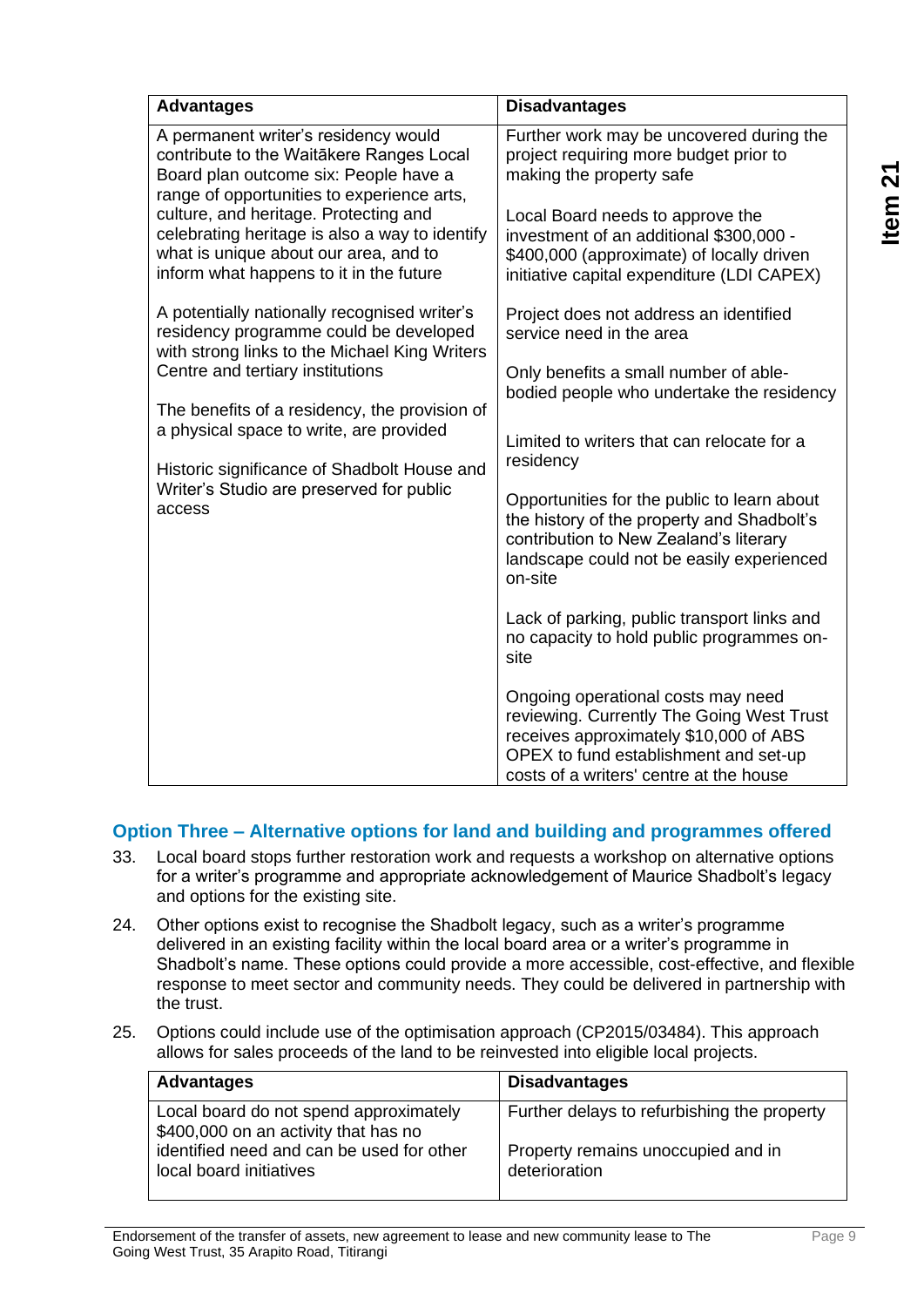| Advantages | Disadvantages |
|---|---|
| A permanent writer's residency would contribute to the Waitākere Ranges Local Board plan outcome six: People have a range of opportunities to experience arts, culture, and heritage. Protecting and celebrating heritage is also a way to identify what is unique about our area, and to inform what happens to it in the future<br><br>A potentially nationally recognised writer's residency programme could be developed with strong links to the Michael King Writers Centre and tertiary institutions<br><br>The benefits of a residency, the provision of a physical space to write, are provided<br><br>Historic significance of Shadbolt House and Writer's Studio are preserved for public access | Further work may be uncovered during the project requiring more budget prior to making the property safe<br><br>Local Board needs to approve the investment of an additional $300,000 - $400,000 (approximate) of locally driven initiative capital expenditure (LDI CAPEX)<br><br>Project does not address an identified service need in the area<br><br>Only benefits a small number of able-bodied people who undertake the residency<br><br>Limited to writers that can relocate for a residency<br><br>Opportunities for the public to learn about the history of the property and Shadbolt's contribution to New Zealand's literary landscape could not be easily experienced on-site<br><br>Lack of parking, public transport links and no capacity to hold public programmes on-site<br><br>Ongoing operational costs may need reviewing. Currently The Going West Trust receives approximately $10,000 of ABS OPEX to fund establishment and set-up costs of a writers' centre at the house |

### Option Three – Alternative options for land and building and programmes offered

33. Local board stops further restoration work and requests a workshop on alternative options for a writer's programme and appropriate acknowledgement of Maurice Shadbolt's legacy and options for the existing site.

24. Other options exist to recognise the Shadbolt legacy, such as a writer's programme delivered in an existing facility within the local board area or a writer's programme in Shadbolt's name. These options could provide a more accessible, cost-effective, and flexible response to meet sector and community needs. They could be delivered in partnership with the trust.

25. Options could include use of the optimisation approach (CP2015/03484). This approach allows for sales proceeds of the land to be reinvested into eligible local projects.

| Advantages | Disadvantages |
|---|---|
| Local board do not spend approximately $400,000 on an activity that has no identified need and can be used for other local board initiatives | Further delays to refurbishing the property<br><br>Property remains unoccupied and in deterioration |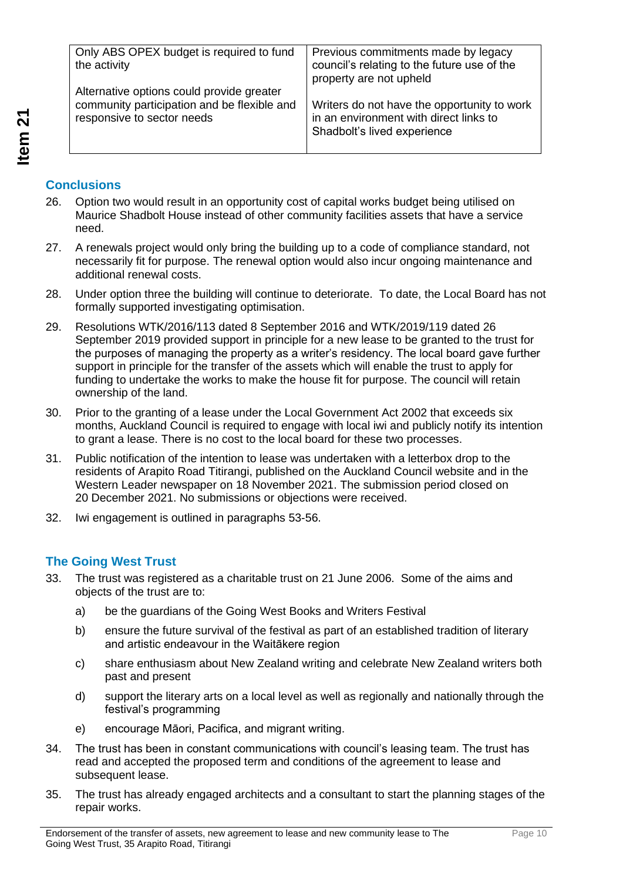| | |
|---|---|
| Only ABS OPEX budget is required to fund the activity<br><br>Alternative options could provide greater community participation and be flexible and responsive to sector needs | Previous commitments made by legacy council's relating to the future use of the property are not upheld<br><br>Writers do not have the opportunity to work in an environment with direct links to Shadbolt's lived experience |

## Conclusions

26. Option two would result in an opportunity cost of capital works budget being utilised on Maurice Shadbolt House instead of other community facilities assets that have a service need.

27. A renewals project would only bring the building up to a code of compliance standard, not necessarily fit for purpose. The renewal option would also incur ongoing maintenance and additional renewal costs.

28. Under option three the building will continue to deteriorate. To date, the Local Board has not formally supported investigating optimisation.

29. Resolutions WTK/2016/113 dated 8 September 2016 and WTK/2019/119 dated 26 September 2019 provided support in principle for a new lease to be granted to the trust for the purposes of managing the property as a writer's residency. The local board gave further support in principle for the transfer of the assets which will enable the trust to apply for funding to undertake the works to make the house fit for purpose. The council will retain ownership of the land.

30. Prior to the granting of a lease under the Local Government Act 2002 that exceeds six months, Auckland Council is required to engage with local iwi and publicly notify its intention to grant a lease. There is no cost to the local board for these two processes.

31. Public notification of the intention to lease was undertaken with a letterbox drop to the residents of Arapito Road Titirangi, published on the Auckland Council website and in the Western Leader newspaper on 18 November 2021. The submission period closed on 20 December 2021. No submissions or objections were received.

32. Iwi engagement is outlined in paragraphs 53-56.

## The Going West Trust

33. The trust was registered as a charitable trust on 21 June 2006. Some of the aims and objects of the trust are to:

    a) be the guardians of the Going West Books and Writers Festival

    b) ensure the future survival of the festival as part of an established tradition of literary and artistic endeavour in the Waitākere region

    c) share enthusiasm about New Zealand writing and celebrate New Zealand writers both past and present

    d) support the literary arts on a local level as well as regionally and nationally through the festival's programming

    e) encourage Māori, Pacifica, and migrant writing.

34. The trust has been in constant communications with council's leasing team. The trust has read and accepted the proposed term and conditions of the agreement to lease and subsequent lease.

35. The trust has already engaged architects and a consultant to start the planning stages of the repair works.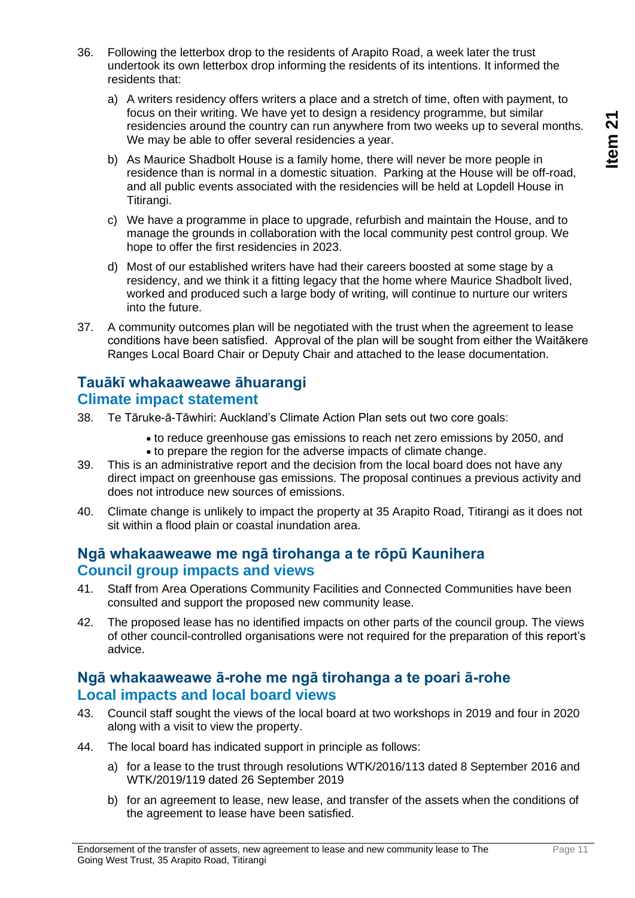36. Following the letterbox drop to the residents of Arapito Road, a week later the trust undertook its own letterbox drop informing the residents of its intentions. It informed the residents that:

    a) A writers residency offers writers a place and a stretch of time, often with payment, to focus on their writing. We have yet to design a residency programme, but similar residencies around the country can run anywhere from two weeks up to several months. We may be able to offer several residencies a year.

    b) As Maurice Shadbolt House is a family home, there will never be more people in residence than is normal in a domestic situation. Parking at the House will be off-road, and all public events associated with the residencies will be held at Lopdell House in Titirangi.

    c) We have a programme in place to upgrade, refurbish and maintain the House, and to manage the grounds in collaboration with the local community pest control group. We hope to offer the first residencies in 2023.

    d) Most of our established writers have had their careers boosted at some stage by a residency, and we think it a fitting legacy that the home where Maurice Shadbolt lived, worked and produced such a large body of writing, will continue to nurture our writers into the future.

37. A community outcomes plan will be negotiated with the trust when the agreement to lease conditions have been satisfied. Approval of the plan will be sought from either the Waitākere Ranges Local Board Chair or Deputy Chair and attached to the lease documentation.

## Tauākī whakaaweawe āhuarangi
## Climate impact statement

38. Te Tāruke-ā-Tāwhiri: Auckland's Climate Action Plan sets out two core goals:
    - to reduce greenhouse gas emissions to reach net zero emissions by 2050, and
    - to prepare the region for the adverse impacts of climate change.

39. This is an administrative report and the decision from the local board does not have any direct impact on greenhouse gas emissions. The proposal continues a previous activity and does not introduce new sources of emissions.

40. Climate change is unlikely to impact the property at 35 Arapito Road, Titirangi as it does not sit within a flood plain or coastal inundation area.

## Ngā whakaaweawe me ngā tirohanga a te rōpū Kaunihera
## Council group impacts and views

41. Staff from Area Operations Community Facilities and Connected Communities have been consulted and support the proposed new community lease.

42. The proposed lease has no identified impacts on other parts of the council group. The views of other council-controlled organisations were not required for the preparation of this report's advice.

## Ngā whakaaweawe ā-rohe me ngā tirohanga a te poari ā-rohe
## Local impacts and local board views

43. Council staff sought the views of the local board at two workshops in 2019 and four in 2020 along with a visit to view the property.

44. The local board has indicated support in principle as follows:

    a) for a lease to the trust through resolutions WTK/2016/113 dated 8 September 2016 and WTK/2019/119 dated 26 September 2019

    b) for an agreement to lease, new lease, and transfer of the assets when the conditions of the agreement to lease have been satisfied.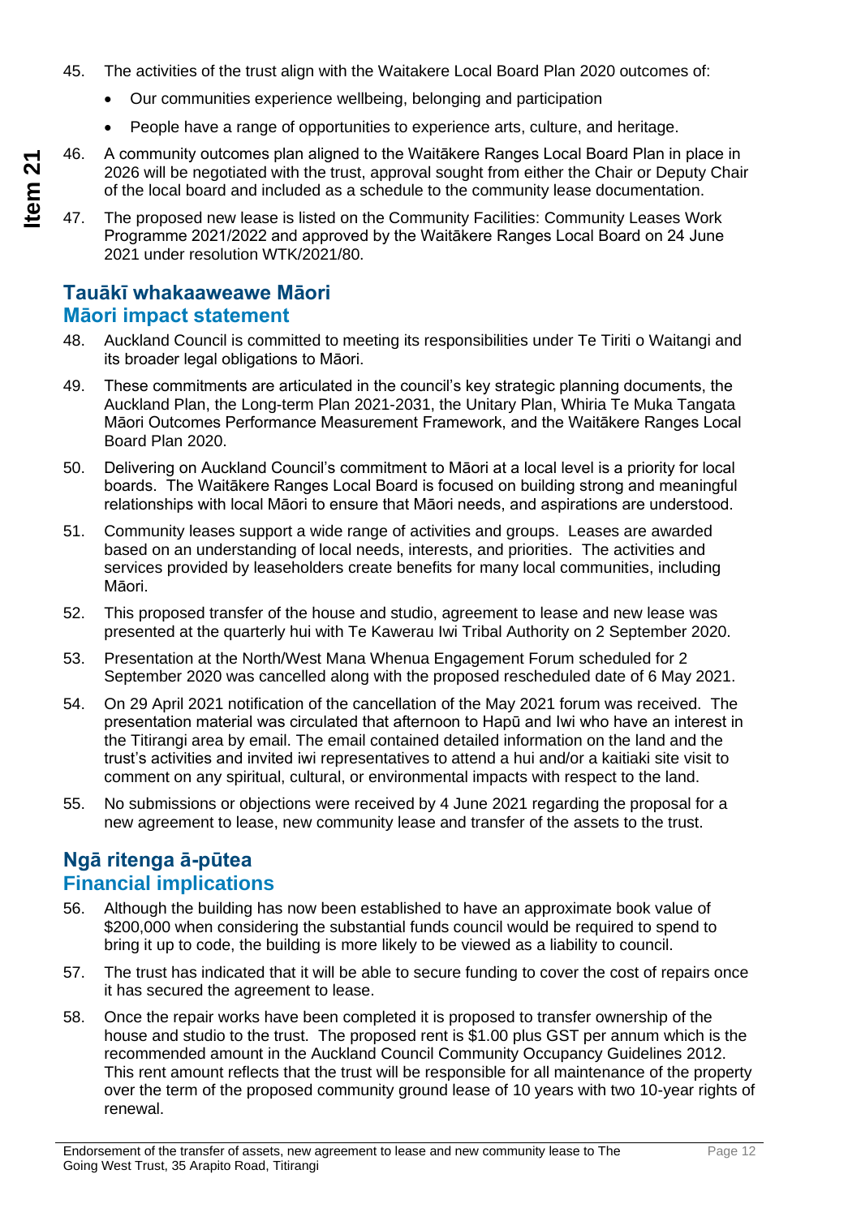45. The activities of the trust align with the Waitakere Local Board Plan 2020 outcomes of:
    - Our communities experience wellbeing, belonging and participation
    - People have a range of opportunities to experience arts, culture, and heritage.
46. A community outcomes plan aligned to the Waitākere Ranges Local Board Plan in place in 2026 will be negotiated with the trust, approval sought from either the Chair or Deputy Chair of the local board and included as a schedule to the community lease documentation.
47. The proposed new lease is listed on the Community Facilities: Community Leases Work Programme 2021/2022 and approved by the Waitākere Ranges Local Board on 24 June 2021 under resolution WTK/2021/80.

## Tauākī whakaaweawe Māori
## Māori impact statement

48. Auckland Council is committed to meeting its responsibilities under Te Tiriti o Waitangi and its broader legal obligations to Māori.
49. These commitments are articulated in the council's key strategic planning documents, the Auckland Plan, the Long-term Plan 2021-2031, the Unitary Plan, Whiria Te Muka Tangata Māori Outcomes Performance Measurement Framework, and the Waitākere Ranges Local Board Plan 2020.
50. Delivering on Auckland Council's commitment to Māori at a local level is a priority for local boards. The Waitākere Ranges Local Board is focused on building strong and meaningful relationships with local Māori to ensure that Māori needs, and aspirations are understood.
51. Community leases support a wide range of activities and groups. Leases are awarded based on an understanding of local needs, interests, and priorities. The activities and services provided by leaseholders create benefits for many local communities, including Māori.
52. This proposed transfer of the house and studio, agreement to lease and new lease was presented at the quarterly hui with Te Kawerau Iwi Tribal Authority on 2 September 2020.
53. Presentation at the North/West Mana Whenua Engagement Forum scheduled for 2 September 2020 was cancelled along with the proposed rescheduled date of 6 May 2021.
54. On 29 April 2021 notification of the cancellation of the May 2021 forum was received. The presentation material was circulated that afternoon to Hapū and Iwi who have an interest in the Titirangi area by email. The email contained detailed information on the land and the trust's activities and invited iwi representatives to attend a hui and/or a kaitiaki site visit to comment on any spiritual, cultural, or environmental impacts with respect to the land.
55. No submissions or objections were received by 4 June 2021 regarding the proposal for a new agreement to lease, new community lease and transfer of the assets to the trust.

## Ngā ritenga ā-pūtea
## Financial implications

56. Although the building has now been established to have an approximate book value of $200,000 when considering the substantial funds council would be required to spend to bring it up to code, the building is more likely to be viewed as a liability to council.
57. The trust has indicated that it will be able to secure funding to cover the cost of repairs once it has secured the agreement to lease.
58. Once the repair works have been completed it is proposed to transfer ownership of the house and studio to the trust. The proposed rent is $1.00 plus GST per annum which is the recommended amount in the Auckland Council Community Occupancy Guidelines 2012. This rent amount reflects that the trust will be responsible for all maintenance of the property over the term of the proposed community ground lease of 10 years with two 10-year rights of renewal.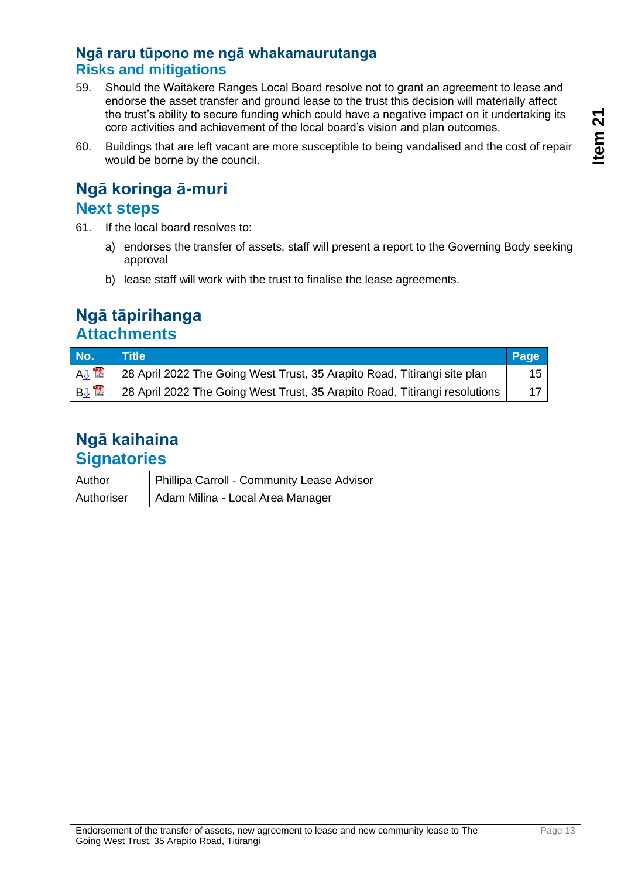## Ngā raru tūpono me ngā whakamaurutanga
## Risks and mitigations

59. Should the Waitākere Ranges Local Board resolve not to grant an agreement to lease and endorse the asset transfer and ground lease to the trust this decision will materially affect the trust's ability to secure funding which could have a negative impact on it undertaking its core activities and achievement of the local board's vision and plan outcomes.

60. Buildings that are left vacant are more susceptible to being vandalised and the cost of repair would be borne by the council.

## Ngā koringa ā-muri
## Next steps

61. If the local board resolves to:

    a) endorses the transfer of assets, staff will present a report to the Governing Body seeking approval

    b) lease staff will work with the trust to finalise the lease agreements.

## Ngā tāpirihanga
## Attachments

| No. | Title | Page |
|---|---|---|
| A | 28 April 2022 The Going West Trust, 35 Arapito Road, Titirangi site plan | 15 |
| B | 28 April 2022 The Going West Trust, 35 Arapito Road, Titirangi resolutions | 17 |

## Ngā kaihaina
## Signatories

| | |
|---|---|
| Author | Phillipa Carroll - Community Lease Advisor |
| Authoriser | Adam Milina - Local Area Manager |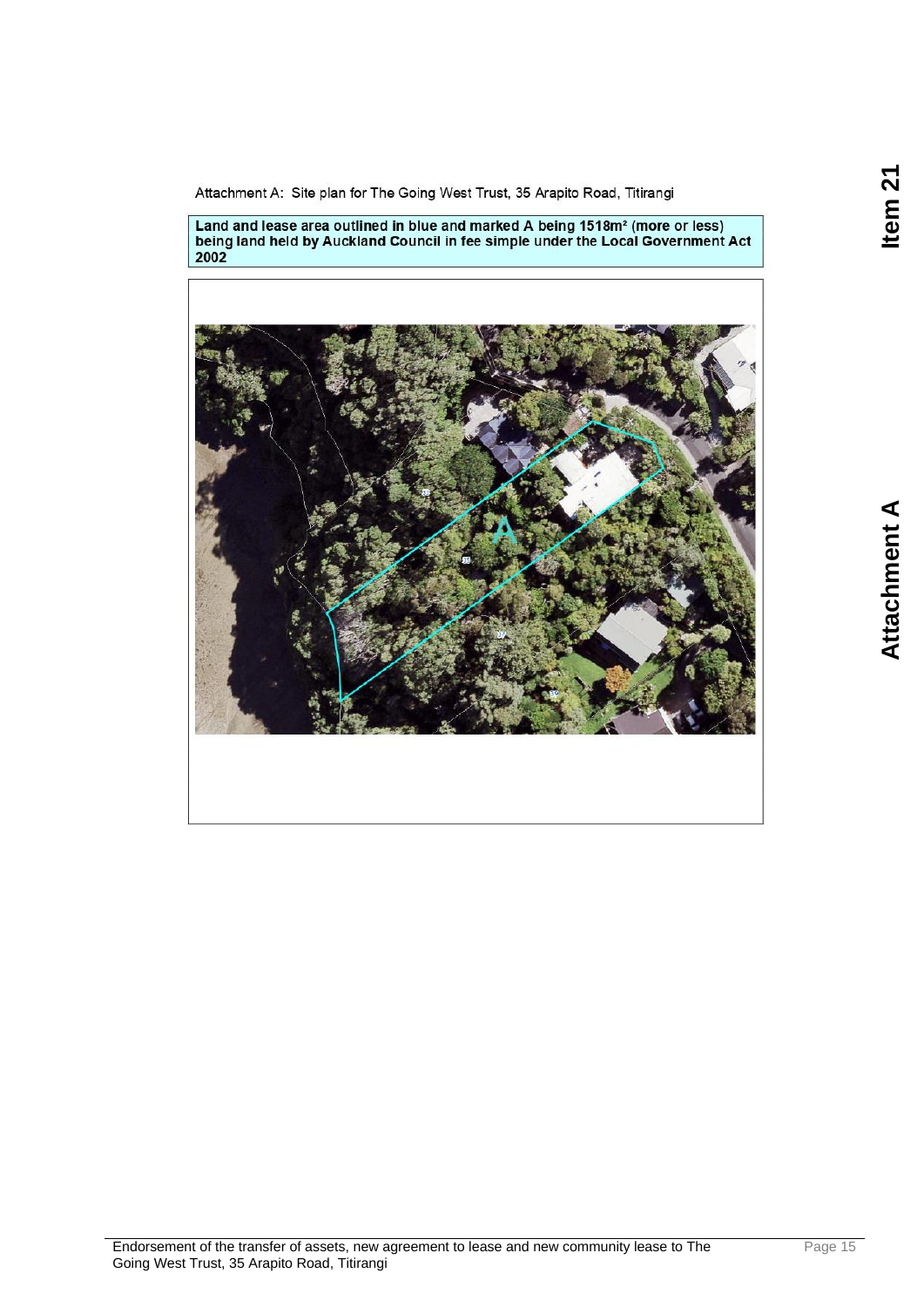Attachment A: Site plan for The Going West Trust, 35 Arapito Road, Titirangi

**Land and lease area outlined in blue and marked A being 1518m² (more or less) being land held by Auckland Council in fee simple under the Local Government Act 2002**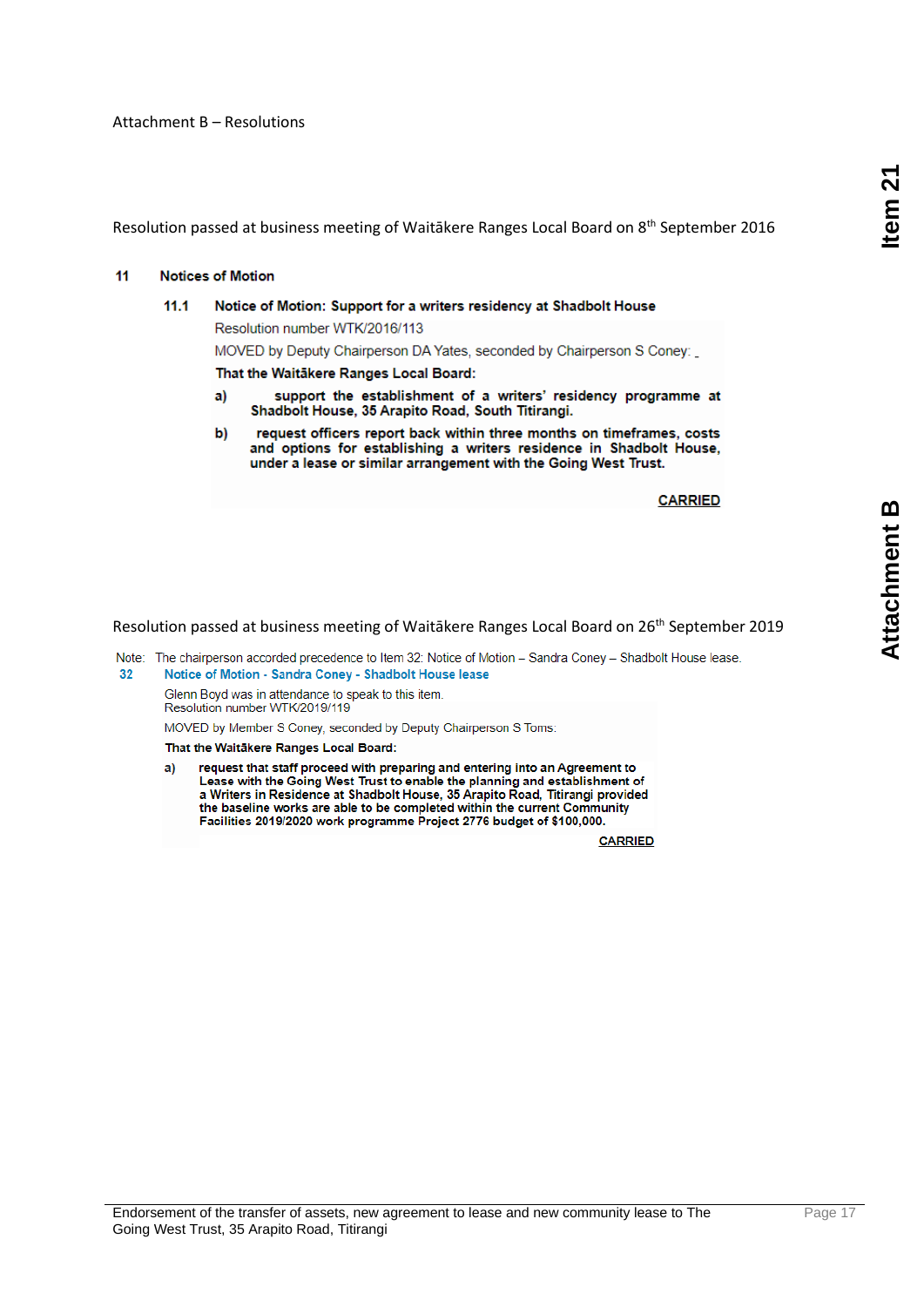Attachment B – Resolutions

Resolution passed at business meeting of Waitākere Ranges Local Board on 8th September 2016

**11 Notices of Motion**

**11.1 Notice of Motion: Support for a writers residency at Shadbolt House**

Resolution number WTK/2016/113

MOVED by Deputy Chairperson DA Yates, seconded by Chairperson S Coney:

**That the Waitākere Ranges Local Board:**

**a) support the establishment of a writers' residency programme at Shadbolt House, 35 Arapito Road, South Titirangi.**

**b) request officers report back within three months on timeframes, costs and options for establishing a writers residence in Shadbolt House, under a lease or similar arrangement with the Going West Trust.**

**CARRIED**

Resolution passed at business meeting of Waitākere Ranges Local Board on 26th September 2019

Note: The chairperson accorded precedence to Item 32: Notice of Motion – Sandra Coney – Shadbolt House lease.

**32 Notice of Motion - Sandra Coney - Shadbolt House lease**

Glenn Boyd was in attendance to speak to this item.

Resolution number WTK/2019/119

MOVED by Member S Coney, seconded by Deputy Chairperson S Toms:

**That the Waitākere Ranges Local Board:**

**a) request that staff proceed with preparing and entering into an Agreement to Lease with the Going West Trust to enable the planning and establishment of a Writers in Residence at Shadbolt House, 35 Arapito Road, Titirangi provided the baseline works are able to be completed within the current Community Facilities 2019/2020 work programme Project 2776 budget of $100,000.**

**CARRIED**